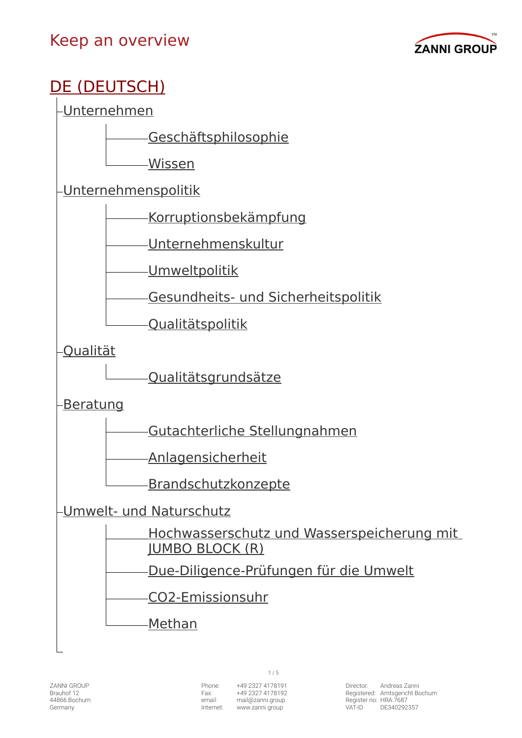# Keep an overview

ZANNI GROUP™

## DE (DEUTSCH)

- Unternehmen
  - Geschäftsphilosophie
  - Wissen
- Unternehmenspolitik
  - Korruptionsbekämpfung
  - Unternehmenskultur
  - Umweltpolitik
  - Gesundheits- und Sicherheitspolitik
  - Qualitätspolitik
- Qualität
  - Qualitätsgrundsätze
- Beratung
  - Gutachterliche Stellungnahmen
  - Anlagensicherheit
  - Brandschutzkonzepte
- Umwelt- und Naturschutz
  - Hochwasserschutz und Wasserspeicherung mit JUMBO BLOCK (R)
  - Due-Diligence-Prüfungen für die Umwelt
  - CO2-Emissionsuhr
  - Methan

ZANNI GROUP
Brauhof 12
44866 Bochum
Germany

Phone: +49 2327 4178191
Fax: +49 2327 4178192
email: mail@zanni.group
Internet: www.zanni.group

Director: Andreas Zanni
Registered: Amtsgericht Bochum
Register no: HRA 7687
VAT-ID: DE340292357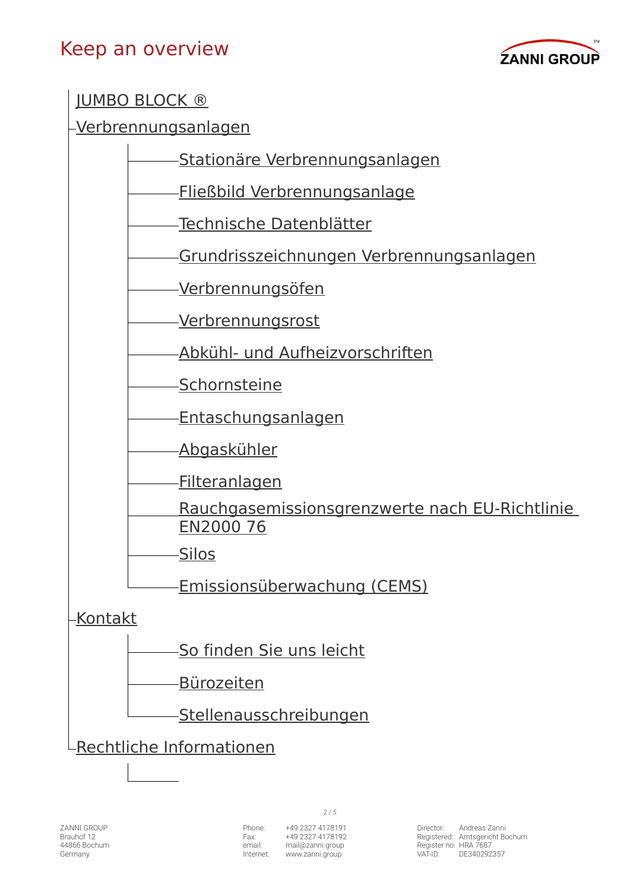## Keep an overview

- JUMBO BLOCK ®
- Verbrennungsanlagen
  - Stationäre Verbrennungsanlagen
  - Fließbild Verbrennungsanlage
  - Technische Datenblätter
  - Grundrisszeichnungen Verbrennungsanlagen
  - Verbrennungsöfen
  - Verbrennungsrost
  - Abkühl- und Aufheizvorschriften
  - Schornsteine
  - Entaschungsanlagen
  - Abgaskühler
  - Filteranlagen
  - Rauchgasemissionsgrenzwerte nach EU-Richtlinie EN2000 76
  - Silos
  - Emissionsüberwachung (CEMS)
- Kontakt
  - So finden Sie uns leicht
  - Bürozeiten
  - Stellenausschreibungen
- Rechtliche Informationen

ZANNI GROUP
Brauhof 12
44866 Bochum
Germany

Phone: +49 2327 4178191
Fax: +49 2327 4178192
email: mail@zanni.group
Internet: www.zanni.group

Director: Andreas Zanni
Registered: Amtsgericht Bochum
Register no: HRA 7687
VAT-ID: DE340292357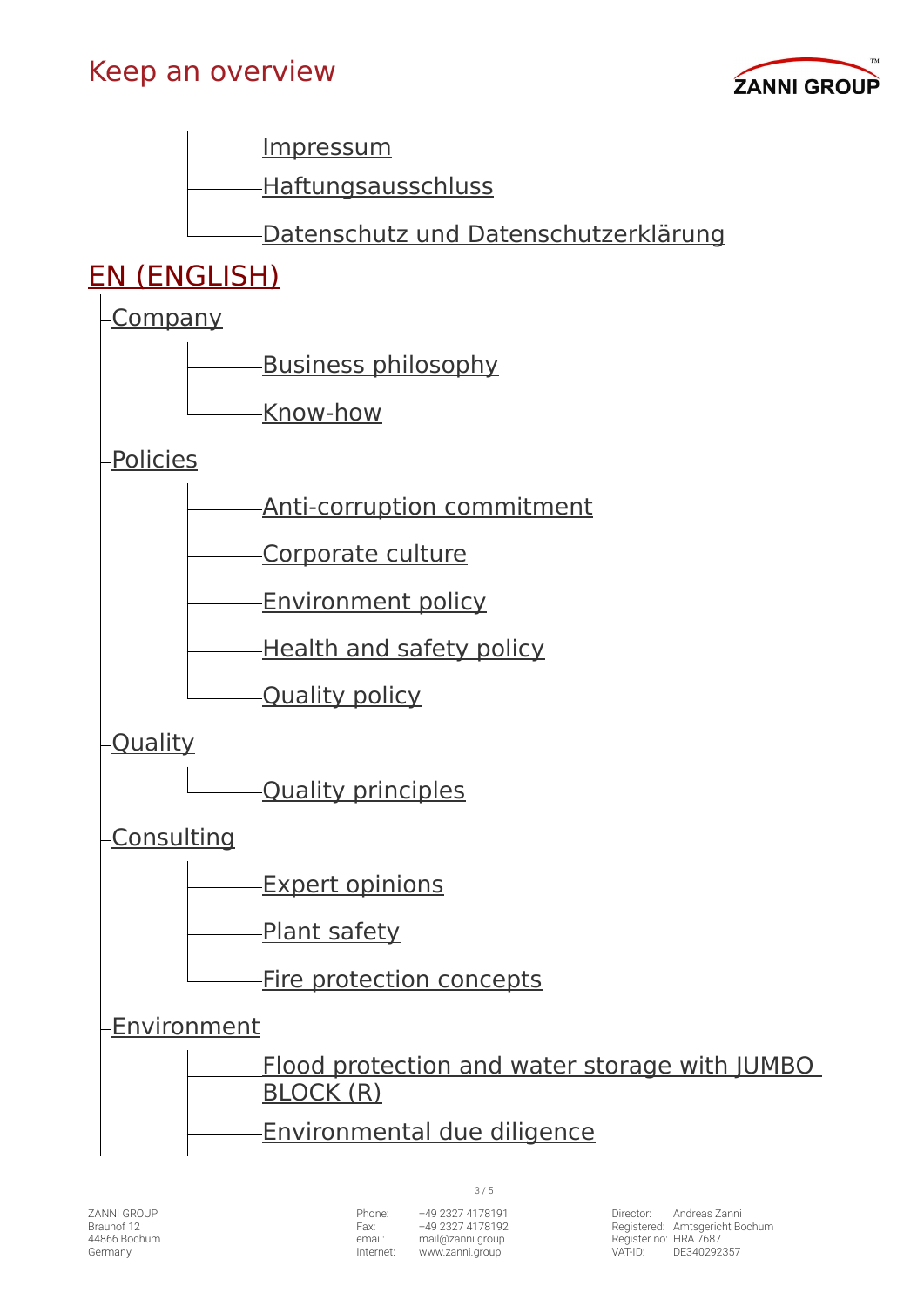- Impressum
- Haftungsausschluss
- Datenschutz und Datenschutzerklärung

## EN (ENGLISH)

- Company
  - Business philosophy
  - Know-how
- Policies
  - Anti-corruption commitment
  - Corporate culture
  - Environment policy
  - Health and safety policy
  - Quality policy
- Quality
  - Quality principles
- Consulting
  - Expert opinions
  - Plant safety
  - Fire protection concepts
- Environment
  - Flood protection and water storage with JUMBO BLOCK (R)
  - Environmental due diligence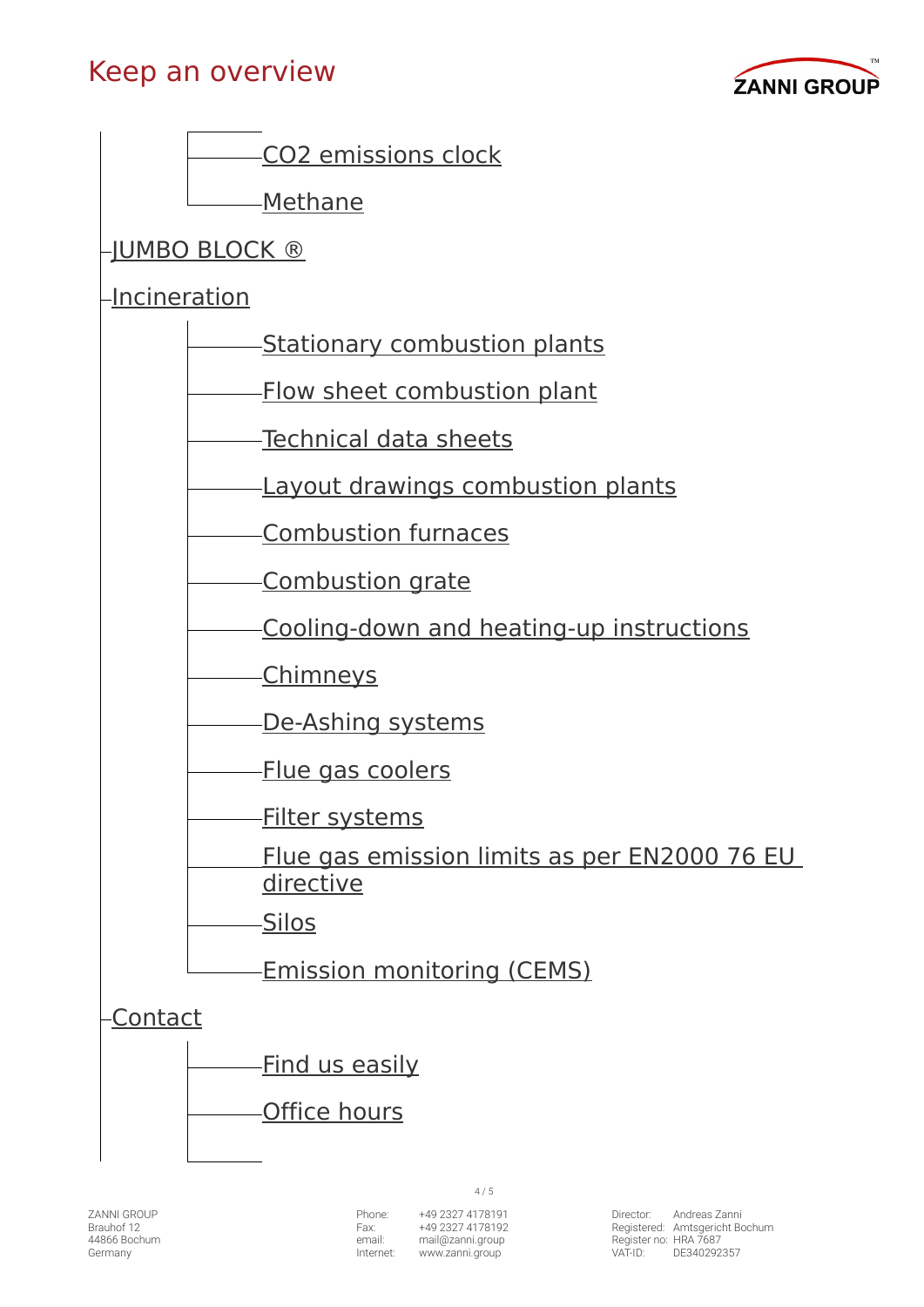## Keep an overview

- - [CO2 emissions clock]
  - [Methane]
- [JUMBO BLOCK ®]
- [Incineration]
  - [Stationary combustion plants]
  - [Flow sheet combustion plant]
  - [Technical data sheets]
  - [Layout drawings combustion plants]
  - [Combustion furnaces]
  - [Combustion grate]
  - [Cooling-down and heating-up instructions]
  - [Chimneys]
  - [De-Ashing systems]
  - [Flue gas coolers]
  - [Filter systems]
  - [Flue gas emission limits as per EN2000 76 EU directive]
  - [Silos]
  - [Emission monitoring (CEMS)]
- [Contact]
  - [Find us easily]
  - [Office hours]

ZANNI GROUP
Brauhof 12
44866 Bochum
Germany

Phone: +49 2327 4178191
Fax: +49 2327 4178192
email: mail@zanni.group
Internet: www.zanni.group

Director: Andreas Zanni
Registered: Amtsgericht Bochum
Register no: HRA 7687
VAT-ID: DE340292357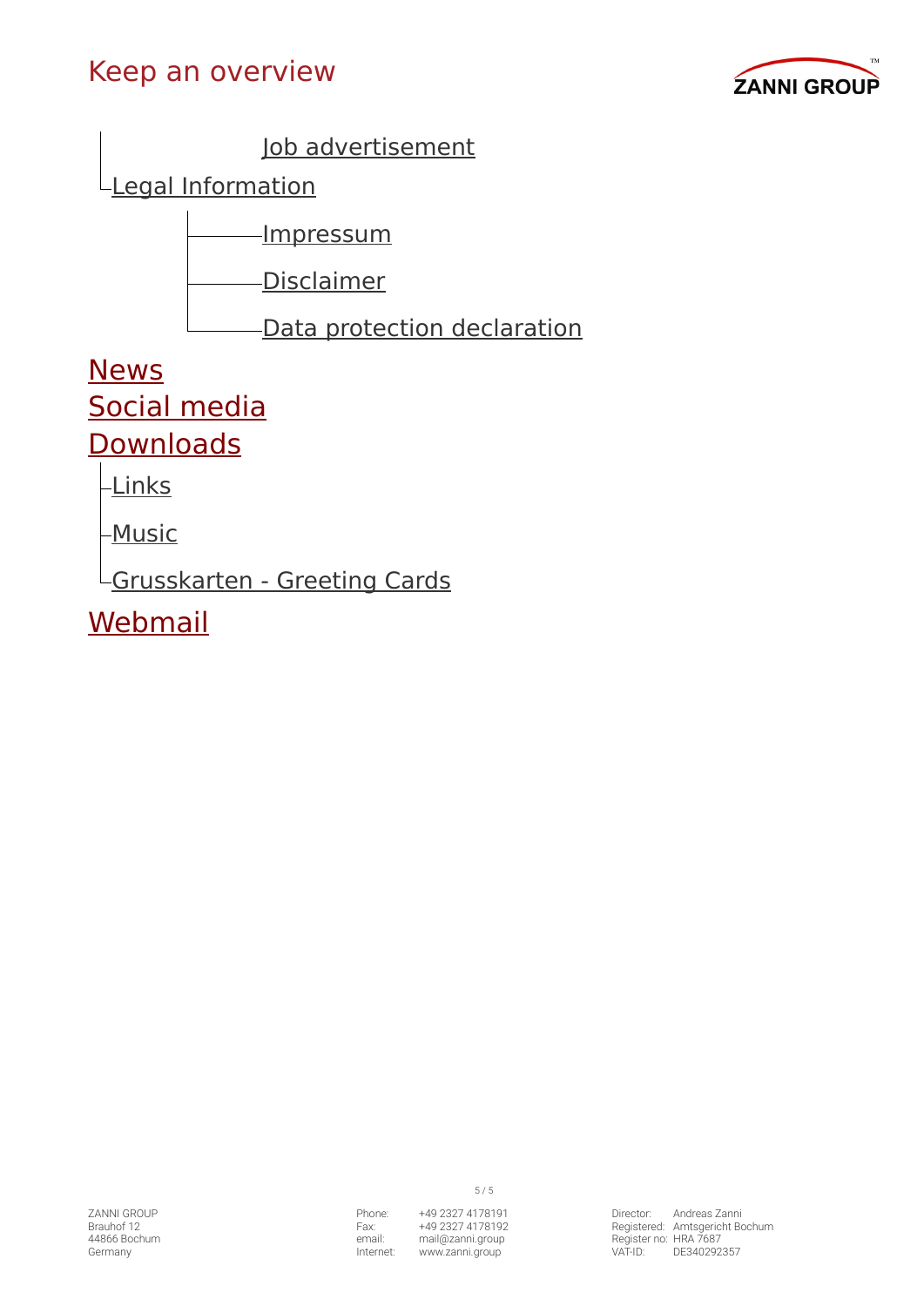## Keep an overview

- Job advertisement
- Legal Information
  - Impressum
  - Disclaimer
  - Data protection declaration

News

Social media

Downloads

- Links
- Music
- Grusskarten - Greeting Cards

Webmail

ZANNI GROUP
Brauhof 12
44866 Bochum
Germany

Phone: +49 2327 4178191
Fax: +49 2327 4178192
email: mail@zanni.group
Internet: www.zanni.group

Director: Andreas Zanni
Registered: Amtsgericht Bochum
Register no: HRA 7687
VAT-ID: DE340292357